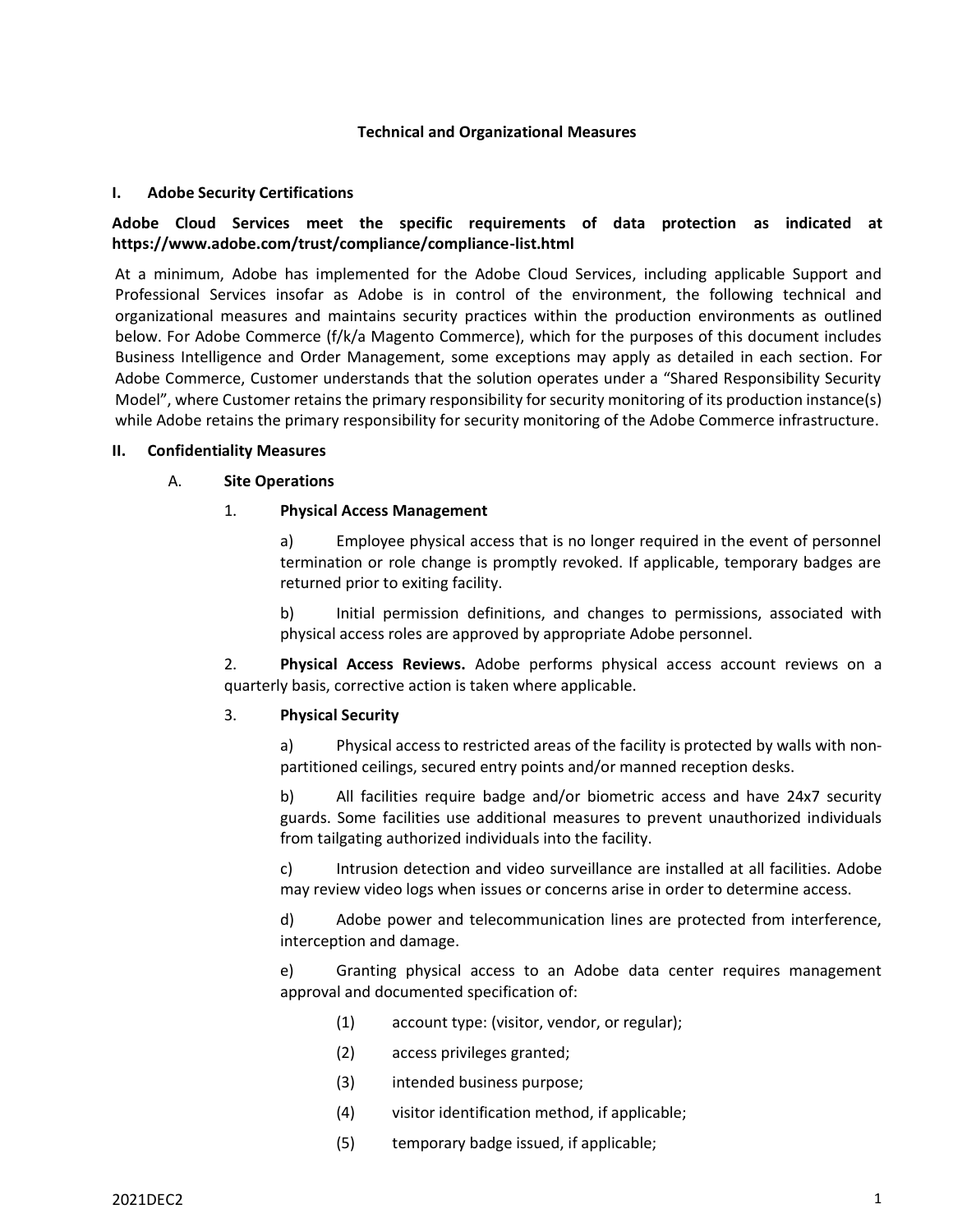# Technical and Organizational Measures

## I. Adobe Security Certifications

**Adobe Cloud Services meet the specific requirements of data protection as indicated at https://www.adobe.com/trust/compliance/compliance-list.html**

At a minimum, Adobe has implemented for the Adobe Cloud Services, including applicable Support and Professional Services insofar as Adobe is in control of the environment, the following technical and organizational measures and maintains security practices within the production environments as outlined below. For Adobe Commerce (f/k/a Magento Commerce), which for the purposes of this document includes Business Intelligence and Order Management, some exceptions may apply as detailed in each section. For Adobe Commerce, Customer understands that the solution operates under a "Shared Responsibility Security Model", where Customer retains the primary responsibility for security monitoring of its production instance(s) while Adobe retains the primary responsibility for security monitoring of the Adobe Commerce infrastructure.

## II. Confidentiality Measures

### A. Site Operations

#### 1. Physical Access Management

a) Employee physical access that is no longer required in the event of personnel termination or role change is promptly revoked. If applicable, temporary badges are returned prior to exiting facility.

b) Initial permission definitions, and changes to permissions, associated with physical access roles are approved by appropriate Adobe personnel.

2. **Physical Access Reviews.** Adobe performs physical access account reviews on a quarterly basis, corrective action is taken where applicable.

#### 3. Physical Security

a) Physical access to restricted areas of the facility is protected by walls with non-partitioned ceilings, secured entry points and/or manned reception desks.

b) All facilities require badge and/or biometric access and have 24x7 security guards. Some facilities use additional measures to prevent unauthorized individuals from tailgating authorized individuals into the facility.

c) Intrusion detection and video surveillance are installed at all facilities. Adobe may review video logs when issues or concerns arise in order to determine access.

d) Adobe power and telecommunication lines are protected from interference, interception and damage.

e) Granting physical access to an Adobe data center requires management approval and documented specification of:

(1) account type: (visitor, vendor, or regular);

(2) access privileges granted;

(3) intended business purpose;

(4) visitor identification method, if applicable;

(5) temporary badge issued, if applicable;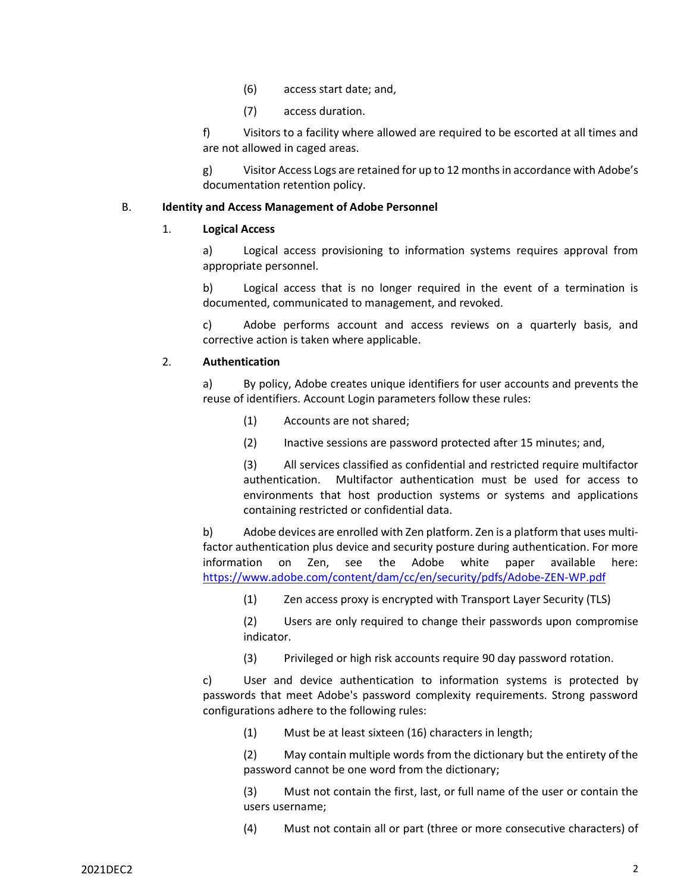(6) access start date; and,

(7) access duration.

f) Visitors to a facility where allowed are required to be escorted at all times and are not allowed in caged areas.

g) Visitor Access Logs are retained for up to 12 months in accordance with Adobe's documentation retention policy.

B. **Identity and Access Management of Adobe Personnel**

1. **Logical Access**

a) Logical access provisioning to information systems requires approval from appropriate personnel.

b) Logical access that is no longer required in the event of a termination is documented, communicated to management, and revoked.

c) Adobe performs account and access reviews on a quarterly basis, and corrective action is taken where applicable.

2. **Authentication**

a) By policy, Adobe creates unique identifiers for user accounts and prevents the reuse of identifiers. Account Login parameters follow these rules:

(1) Accounts are not shared;

(2) Inactive sessions are password protected after 15 minutes; and,

(3) All services classified as confidential and restricted require multifactor authentication. Multifactor authentication must be used for access to environments that host production systems or systems and applications containing restricted or confidential data.

b) Adobe devices are enrolled with Zen platform. Zen is a platform that uses multi-factor authentication plus device and security posture during authentication. For more information on Zen, see the Adobe white paper available here: https://www.adobe.com/content/dam/cc/en/security/pdfs/Adobe-ZEN-WP.pdf

(1) Zen access proxy is encrypted with Transport Layer Security (TLS)

(2) Users are only required to change their passwords upon compromise indicator.

(3) Privileged or high risk accounts require 90 day password rotation.

c) User and device authentication to information systems is protected by passwords that meet Adobe's password complexity requirements. Strong password configurations adhere to the following rules:

(1) Must be at least sixteen (16) characters in length;

(2) May contain multiple words from the dictionary but the entirety of the password cannot be one word from the dictionary;

(3) Must not contain the first, last, or full name of the user or contain the users username;

(4) Must not contain all or part (three or more consecutive characters) of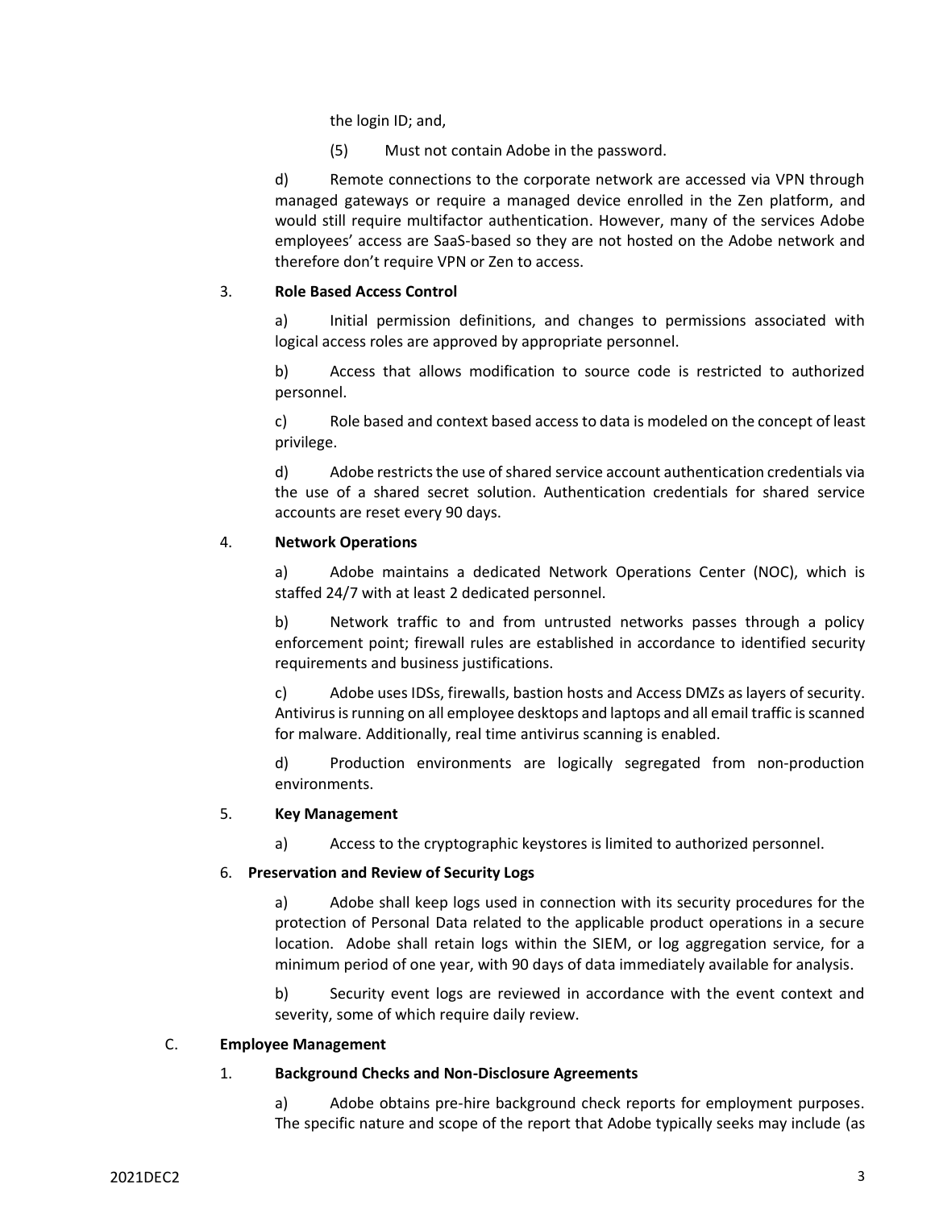the login ID; and,

(5) Must not contain Adobe in the password.

d) Remote connections to the corporate network are accessed via VPN through managed gateways or require a managed device enrolled in the Zen platform, and would still require multifactor authentication. However, many of the services Adobe employees' access are SaaS-based so they are not hosted on the Adobe network and therefore don't require VPN or Zen to access.

3. **Role Based Access Control**

a) Initial permission definitions, and changes to permissions associated with logical access roles are approved by appropriate personnel.

b) Access that allows modification to source code is restricted to authorized personnel.

c) Role based and context based access to data is modeled on the concept of least privilege.

d) Adobe restricts the use of shared service account authentication credentials via the use of a shared secret solution. Authentication credentials for shared service accounts are reset every 90 days.

4. **Network Operations**

a) Adobe maintains a dedicated Network Operations Center (NOC), which is staffed 24/7 with at least 2 dedicated personnel.

b) Network traffic to and from untrusted networks passes through a policy enforcement point; firewall rules are established in accordance to identified security requirements and business justifications.

c) Adobe uses IDSs, firewalls, bastion hosts and Access DMZs as layers of security. Antivirus is running on all employee desktops and laptops and all email traffic is scanned for malware. Additionally, real time antivirus scanning is enabled.

d) Production environments are logically segregated from non-production environments.

5. **Key Management**

a) Access to the cryptographic keystores is limited to authorized personnel.

6. **Preservation and Review of Security Logs**

a) Adobe shall keep logs used in connection with its security procedures for the protection of Personal Data related to the applicable product operations in a secure location. Adobe shall retain logs within the SIEM, or log aggregation service, for a minimum period of one year, with 90 days of data immediately available for analysis.

b) Security event logs are reviewed in accordance with the event context and severity, some of which require daily review.

C. **Employee Management**

1. **Background Checks and Non-Disclosure Agreements**

a) Adobe obtains pre-hire background check reports for employment purposes. The specific nature and scope of the report that Adobe typically seeks may include (as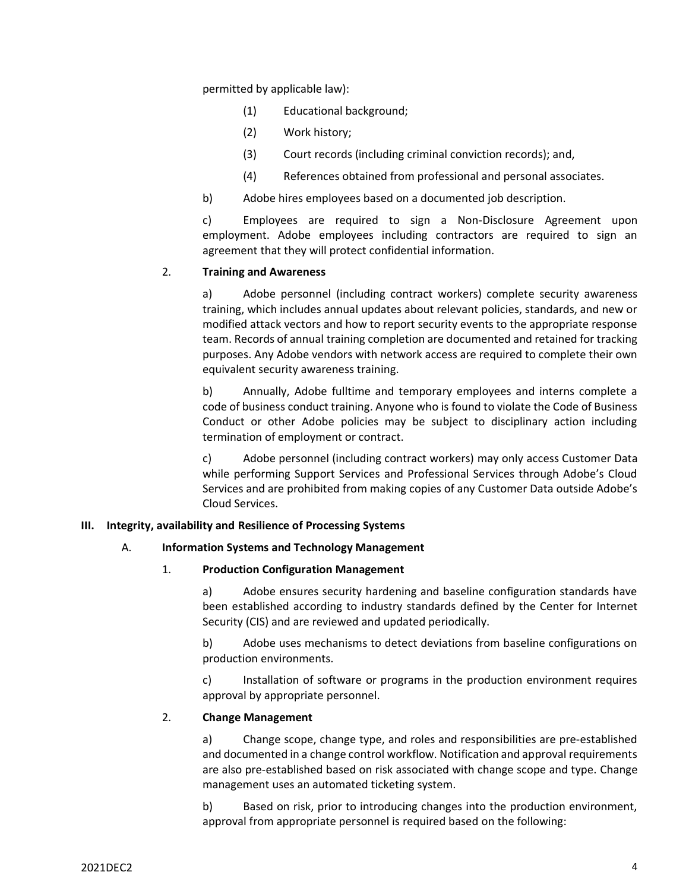permitted by applicable law):

(1) Educational background;

(2) Work history;

(3) Court records (including criminal conviction records); and,

(4) References obtained from professional and personal associates.

b) Adobe hires employees based on a documented job description.

c) Employees are required to sign a Non-Disclosure Agreement upon employment. Adobe employees including contractors are required to sign an agreement that they will protect confidential information.

2. **Training and Awareness**

a) Adobe personnel (including contract workers) complete security awareness training, which includes annual updates about relevant policies, standards, and new or modified attack vectors and how to report security events to the appropriate response team. Records of annual training completion are documented and retained for tracking purposes. Any Adobe vendors with network access are required to complete their own equivalent security awareness training.

b) Annually, Adobe fulltime and temporary employees and interns complete a code of business conduct training. Anyone who is found to violate the Code of Business Conduct or other Adobe policies may be subject to disciplinary action including termination of employment or contract.

c) Adobe personnel (including contract workers) may only access Customer Data while performing Support Services and Professional Services through Adobe's Cloud Services and are prohibited from making copies of any Customer Data outside Adobe's Cloud Services.

## III. Integrity, availability and Resilience of Processing Systems

### A. Information Systems and Technology Management

1. **Production Configuration Management**

a) Adobe ensures security hardening and baseline configuration standards have been established according to industry standards defined by the Center for Internet Security (CIS) and are reviewed and updated periodically.

b) Adobe uses mechanisms to detect deviations from baseline configurations on production environments.

c) Installation of software or programs in the production environment requires approval by appropriate personnel.

2. **Change Management**

a) Change scope, change type, and roles and responsibilities are pre-established and documented in a change control workflow. Notification and approval requirements are also pre-established based on risk associated with change scope and type. Change management uses an automated ticketing system.

b) Based on risk, prior to introducing changes into the production environment, approval from appropriate personnel is required based on the following: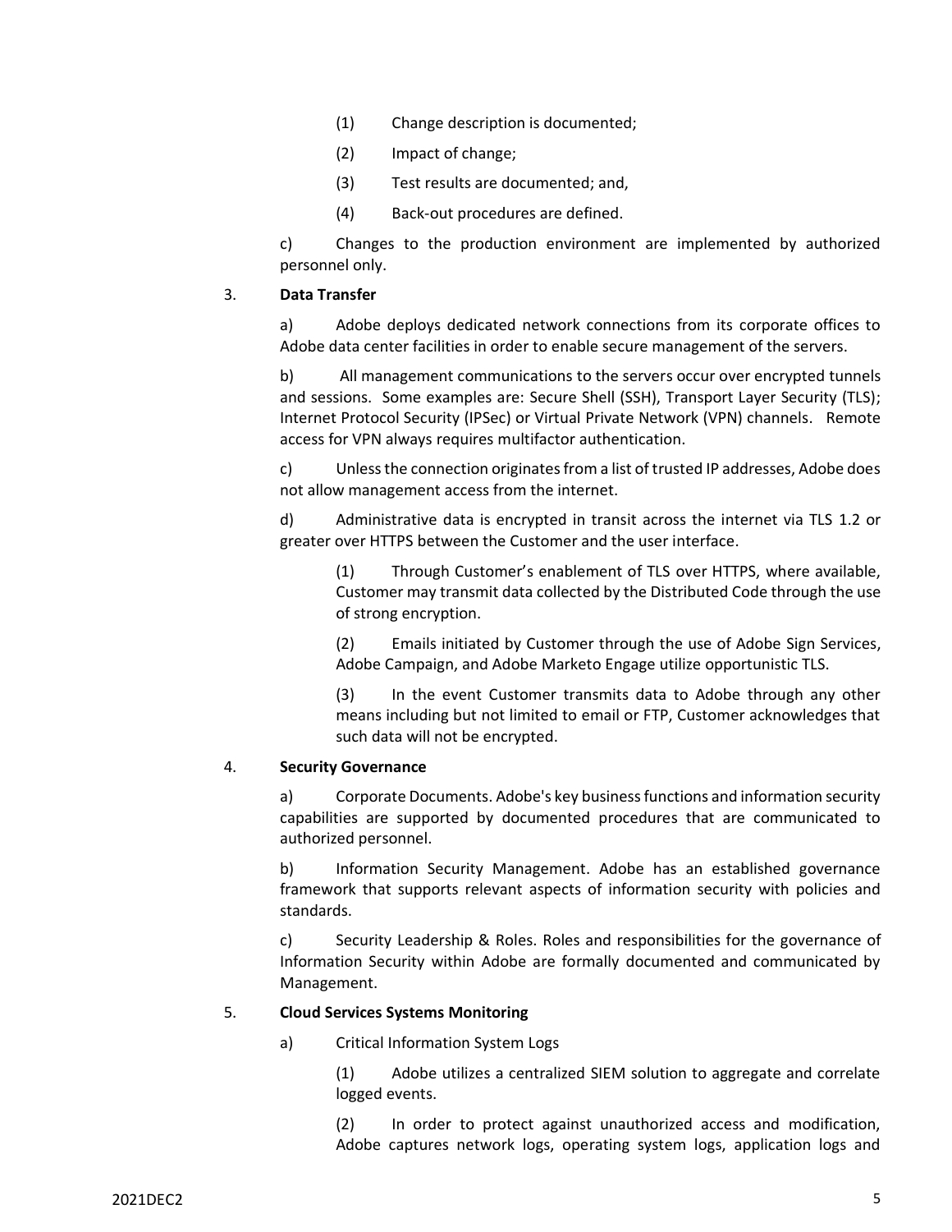(1) Change description is documented;

(2) Impact of change;

(3) Test results are documented; and,

(4) Back-out procedures are defined.

c) Changes to the production environment are implemented by authorized personnel only.

3. **Data Transfer**

a) Adobe deploys dedicated network connections from its corporate offices to Adobe data center facilities in order to enable secure management of the servers.

b) All management communications to the servers occur over encrypted tunnels and sessions. Some examples are: Secure Shell (SSH), Transport Layer Security (TLS); Internet Protocol Security (IPSec) or Virtual Private Network (VPN) channels. Remote access for VPN always requires multifactor authentication.

c) Unless the connection originates from a list of trusted IP addresses, Adobe does not allow management access from the internet.

d) Administrative data is encrypted in transit across the internet via TLS 1.2 or greater over HTTPS between the Customer and the user interface.

(1) Through Customer's enablement of TLS over HTTPS, where available, Customer may transmit data collected by the Distributed Code through the use of strong encryption.

(2) Emails initiated by Customer through the use of Adobe Sign Services, Adobe Campaign, and Adobe Marketo Engage utilize opportunistic TLS.

(3) In the event Customer transmits data to Adobe through any other means including but not limited to email or FTP, Customer acknowledges that such data will not be encrypted.

4. **Security Governance**

a) Corporate Documents. Adobe's key business functions and information security capabilities are supported by documented procedures that are communicated to authorized personnel.

b) Information Security Management. Adobe has an established governance framework that supports relevant aspects of information security with policies and standards.

c) Security Leadership & Roles. Roles and responsibilities for the governance of Information Security within Adobe are formally documented and communicated by Management.

5. **Cloud Services Systems Monitoring**

a) Critical Information System Logs

(1) Adobe utilizes a centralized SIEM solution to aggregate and correlate logged events.

(2) In order to protect against unauthorized access and modification, Adobe captures network logs, operating system logs, application logs and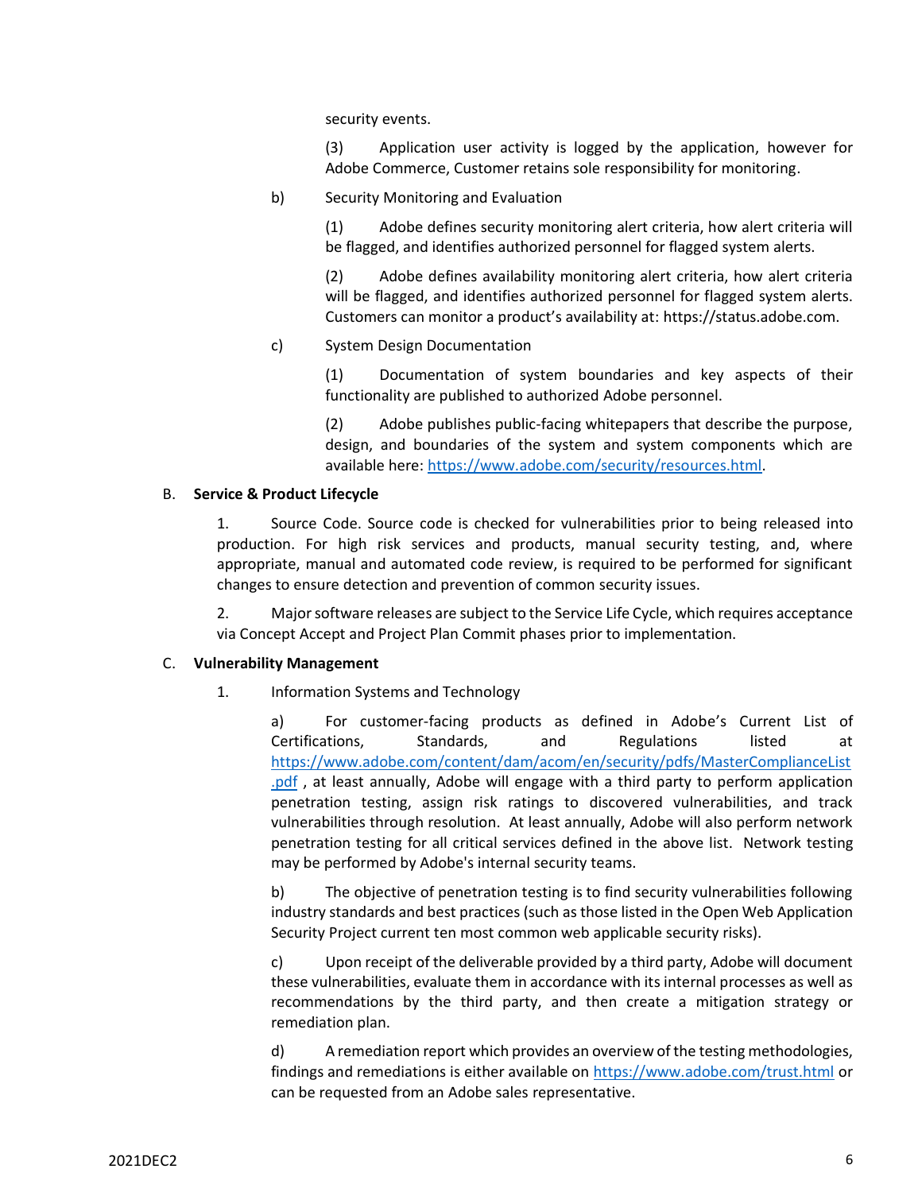security events.

(3) Application user activity is logged by the application, however for Adobe Commerce, Customer retains sole responsibility for monitoring.

b) Security Monitoring and Evaluation

(1) Adobe defines security monitoring alert criteria, how alert criteria will be flagged, and identifies authorized personnel for flagged system alerts.

(2) Adobe defines availability monitoring alert criteria, how alert criteria will be flagged, and identifies authorized personnel for flagged system alerts. Customers can monitor a product's availability at: https://status.adobe.com.

c) System Design Documentation

(1) Documentation of system boundaries and key aspects of their functionality are published to authorized Adobe personnel.

(2) Adobe publishes public-facing whitepapers that describe the purpose, design, and boundaries of the system and system components which are available here: [https://www.adobe.com/security/resources.html](https://www.adobe.com/security/resources.html).

## B. Service & Product Lifecycle

1. Source Code. Source code is checked for vulnerabilities prior to being released into production. For high risk services and products, manual security testing, and, where appropriate, manual and automated code review, is required to be performed for significant changes to ensure detection and prevention of common security issues.

2. Major software releases are subject to the Service Life Cycle, which requires acceptance via Concept Accept and Project Plan Commit phases prior to implementation.

## C. Vulnerability Management

1. Information Systems and Technology

a) For customer-facing products as defined in Adobe's Current List of Certifications, Standards, and Regulations listed at [https://www.adobe.com/content/dam/acom/en/security/pdfs/MasterComplianceList.pdf](https://www.adobe.com/content/dam/acom/en/security/pdfs/MasterComplianceList.pdf) , at least annually, Adobe will engage with a third party to perform application penetration testing, assign risk ratings to discovered vulnerabilities, and track vulnerabilities through resolution. At least annually, Adobe will also perform network penetration testing for all critical services defined in the above list. Network testing may be performed by Adobe's internal security teams.

b) The objective of penetration testing is to find security vulnerabilities following industry standards and best practices (such as those listed in the Open Web Application Security Project current ten most common web applicable security risks).

c) Upon receipt of the deliverable provided by a third party, Adobe will document these vulnerabilities, evaluate them in accordance with its internal processes as well as recommendations by the third party, and then create a mitigation strategy or remediation plan.

d) A remediation report which provides an overview of the testing methodologies, findings and remediations is either available on [https://www.adobe.com/trust.html](https://www.adobe.com/trust.html) or can be requested from an Adobe sales representative.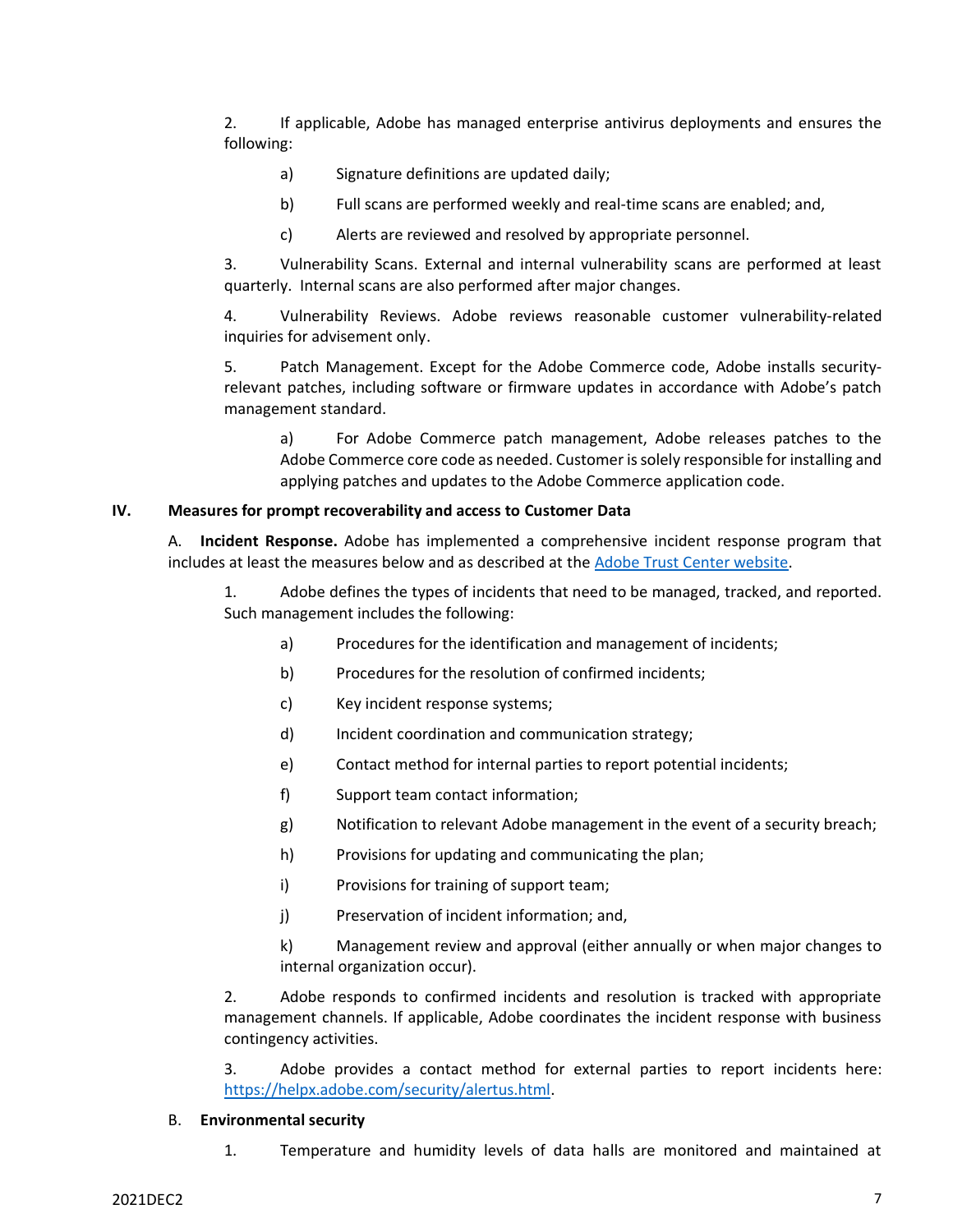2. If applicable, Adobe has managed enterprise antivirus deployments and ensures the following:

   a) Signature definitions are updated daily;

   b) Full scans are performed weekly and real-time scans are enabled; and,

   c) Alerts are reviewed and resolved by appropriate personnel.

3. Vulnerability Scans. External and internal vulnerability scans are performed at least quarterly. Internal scans are also performed after major changes.

4. Vulnerability Reviews. Adobe reviews reasonable customer vulnerability-related inquiries for advisement only.

5. Patch Management. Except for the Adobe Commerce code, Adobe installs security-relevant patches, including software or firmware updates in accordance with Adobe's patch management standard.

   a) For Adobe Commerce patch management, Adobe releases patches to the Adobe Commerce core code as needed. Customer is solely responsible for installing and applying patches and updates to the Adobe Commerce application code.

## IV. Measures for prompt recoverability and access to Customer Data

A. **Incident Response.** Adobe has implemented a comprehensive incident response program that includes at least the measures below and as described at the [Adobe Trust Center website](Adobe Trust Center website).

1. Adobe defines the types of incidents that need to be managed, tracked, and reported. Such management includes the following:

   a) Procedures for the identification and management of incidents;

   b) Procedures for the resolution of confirmed incidents;

   c) Key incident response systems;

   d) Incident coordination and communication strategy;

   e) Contact method for internal parties to report potential incidents;

   f) Support team contact information;

   g) Notification to relevant Adobe management in the event of a security breach;

   h) Provisions for updating and communicating the plan;

   i) Provisions for training of support team;

   j) Preservation of incident information; and,

   k) Management review and approval (either annually or when major changes to internal organization occur).

2. Adobe responds to confirmed incidents and resolution is tracked with appropriate management channels. If applicable, Adobe coordinates the incident response with business contingency activities.

3. Adobe provides a contact method for external parties to report incidents here: https://helpx.adobe.com/security/alertus.html.

B. **Environmental security**

1. Temperature and humidity levels of data halls are monitored and maintained at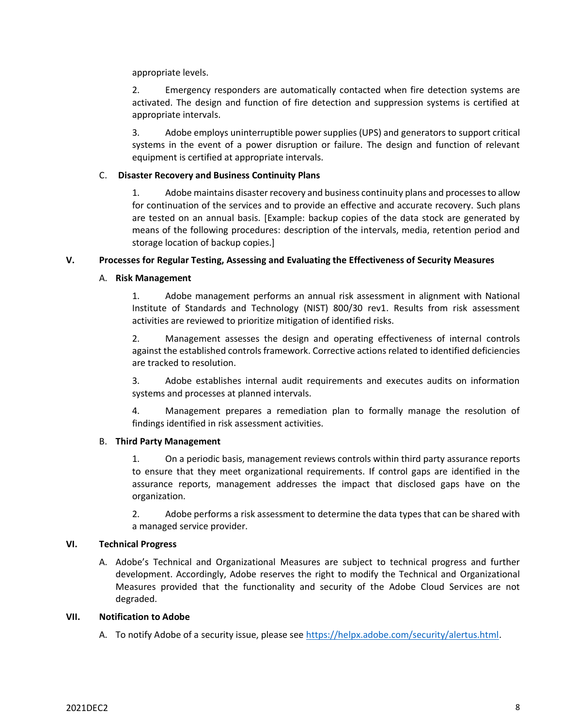appropriate levels.

2. Emergency responders are automatically contacted when fire detection systems are activated. The design and function of fire detection and suppression systems is certified at appropriate intervals.

3. Adobe employs uninterruptible power supplies (UPS) and generators to support critical systems in the event of a power disruption or failure. The design and function of relevant equipment is certified at appropriate intervals.

C. **Disaster Recovery and Business Continuity Plans**

1. Adobe maintains disaster recovery and business continuity plans and processes to allow for continuation of the services and to provide an effective and accurate recovery. Such plans are tested on an annual basis. [Example: backup copies of the data stock are generated by means of the following procedures: description of the intervals, media, retention period and storage location of backup copies.]

## V. Processes for Regular Testing, Assessing and Evaluating the Effectiveness of Security Measures

A. **Risk Management**

1. Adobe management performs an annual risk assessment in alignment with National Institute of Standards and Technology (NIST) 800/30 rev1. Results from risk assessment activities are reviewed to prioritize mitigation of identified risks.

2. Management assesses the design and operating effectiveness of internal controls against the established controls framework. Corrective actions related to identified deficiencies are tracked to resolution.

3. Adobe establishes internal audit requirements and executes audits on information systems and processes at planned intervals.

4. Management prepares a remediation plan to formally manage the resolution of findings identified in risk assessment activities.

B. **Third Party Management**

1. On a periodic basis, management reviews controls within third party assurance reports to ensure that they meet organizational requirements. If control gaps are identified in the assurance reports, management addresses the impact that disclosed gaps have on the organization.

2. Adobe performs a risk assessment to determine the data types that can be shared with a managed service provider.

## VI. Technical Progress

A. Adobe's Technical and Organizational Measures are subject to technical progress and further development. Accordingly, Adobe reserves the right to modify the Technical and Organizational Measures provided that the functionality and security of the Adobe Cloud Services are not degraded.

## VII. Notification to Adobe

A. To notify Adobe of a security issue, please see [https://helpx.adobe.com/security/alertus.html](https://helpx.adobe.com/security/alertus.html).